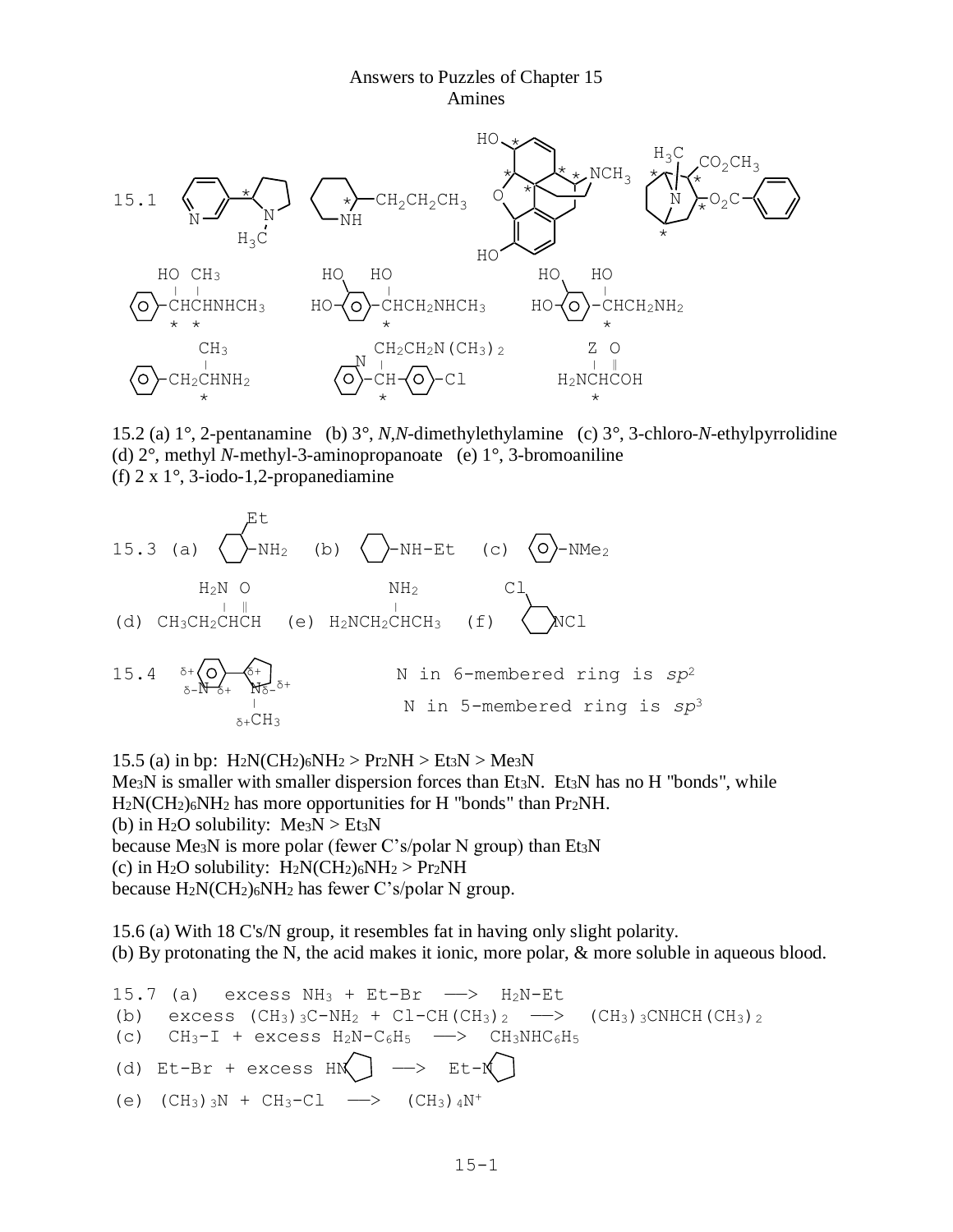Answers to Puzzles of Chapter 15
Amines

15.1 (chemical structures with stereocenters marked by *)

15.2 (a) 1°, 2-pentanamine (b) 3°, *N,N*-dimethylethylamine (c) 3°, 3-chloro-*N*-ethylpyrrolidine
(d) 2°, methyl *N*-methyl-3-aminopropanoate (e) 1°, 3-bromoaniline
(f) 2 x 1°, 3-iodo-1,2-propanediamine

15.3 (a) 2-ethylcyclohexyl–$NH_2$ (b) cyclohexyl–NH–Et (c) phenyl–$NMe_2$

(d) $CH_3CH_2CH(NH_2)CHO$ (e) $H_2NCH_2CH(NH_2)CH_3$ (f) 3-chloro-N-chloropiperidine

15.4 (structure with partial charges δ+ / δ−)

N in 6-membered ring is $sp^2$

N in 5-membered ring is $sp^3$

15.5 (a) in bp: $H_2N(CH_2)_6NH_2 > Pr_2NH > Et_3N > Me_3N$
$Me_3N$ is smaller with smaller dispersion forces than $Et_3N$. $Et_3N$ has no H "bonds", while $H_2N(CH_2)_6NH_2$ has more opportunities for H "bonds" than $Pr_2NH$.
(b) in $H_2O$ solubility: $Me_3N > Et_3N$
because $Me_3N$ is more polar (fewer C's/polar N group) than $Et_3N$
(c) in $H_2O$ solubility: $H_2N(CH_2)_6NH_2 > Pr_2NH$
because $H_2N(CH_2)_6NH_2$ has fewer C's/polar N group.

15.6 (a) With 18 C's/N group, it resembles fat in having only slight polarity.
(b) By protonating the N, the acid makes it ionic, more polar, & more soluble in aqueous blood.

15.7 (a) excess $NH_3$ + Et-Br ⟶ $H_2N$-Et
(b) excess $(CH_3)_3C$-$NH_2$ + Cl-$CH(CH_3)_2$ ⟶ $(CH_3)_3CNHCH(CH_3)_2$
(c) $CH_3$-I + excess $H_2N$-$C_6H_5$ ⟶ $CH_3NHC_6H_5$
(d) Et-Br + excess HN(pyrrolidine) ⟶ Et-N(pyrrolidine)
(e) $(CH_3)_3N$ + $CH_3$-Cl ⟶ $(CH_3)_4N^+$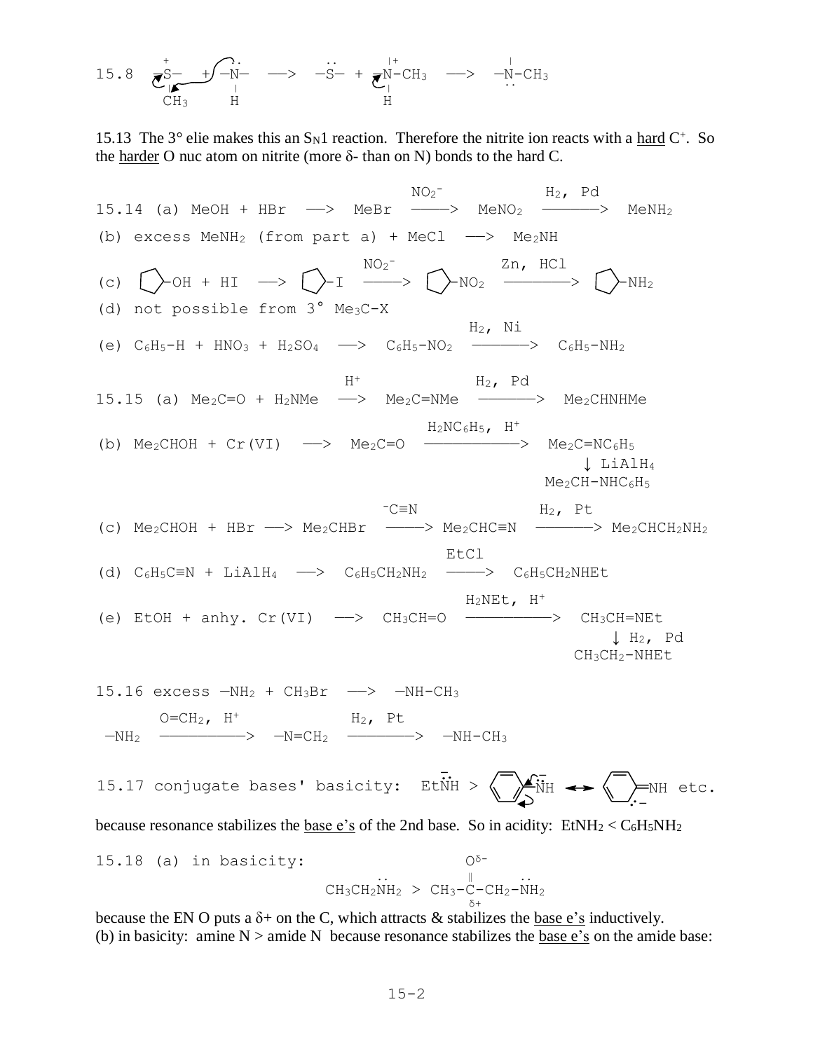15.8 $\overset{+}{S}(CH_3)$ + $\ddot{N}H$ ⟶ $-\ddot{S}-$ + $\overset{+}{N}(H)-CH_3$ ⟶ $-\ddot{N}-CH_3$

15.13 The 3° elie makes this an $S_N1$ reaction. Therefore the nitrite ion reacts with a <u>hard</u> $C^+$. So the <u>harder</u> O nuc atom on nitrite (more δ- than on N) bonds to the hard C.

15.14 (a) $MeOH + HBr \longrightarrow MeBr \xrightarrow{NO_2^-} MeNO_2 \xrightarrow{H_2,\ Pd} MeNH_2$

(b) excess $MeNH_2$ (from part a) + $MeCl \longrightarrow Me_2NH$

(c) cyclopentyl-OH + HI ⟶ cyclopentyl-I $\xrightarrow{NO_2^-}$ cyclopentyl-$NO_2$ $\xrightarrow{Zn,\ HCl}$ cyclopentyl-$NH_2$

(d) not possible from 3° $Me_3C-X$

(e) $C_6H_5-H + HNO_3 + H_2SO_4 \longrightarrow C_6H_5-NO_2 \xrightarrow{H_2,\ Ni} C_6H_5-NH_2$

15.15 (a) $Me_2C{=}O + H_2NMe \xrightarrow{H^+} Me_2C{=}NMe \xrightarrow{H_2,\ Pd} Me_2CHNHMe$

(b) $Me_2CHOH + Cr(VI) \longrightarrow Me_2C{=}O \xrightarrow{H_2NC_6H_5,\ H^+} Me_2C{=}NC_6H_5 \xrightarrow{LiAlH_4} Me_2CH-NHC_6H_5$

(c) $Me_2CHOH + HBr \longrightarrow Me_2CHBr \xrightarrow{^-C\equiv N} Me_2CHC\equiv N \xrightarrow{H_2,\ Pt} Me_2CHCH_2NH_2$

(d) $C_6H_5C\equiv N + LiAlH_4 \longrightarrow C_6H_5CH_2NH_2 \xrightarrow{EtCl} C_6H_5CH_2NHEt$

(e) EtOH + anhy. Cr(VI) ⟶ $CH_3CH{=}O \xrightarrow{H_2NEt,\ H^+} CH_3CH{=}NEt \xrightarrow{H_2,\ Pd} CH_3CH_2-NHEt$

15.16 excess $-NH_2 + CH_3Br \longrightarrow -NH-CH_3$

$-NH_2 \xrightarrow{O{=}CH_2,\ H^+} -N{=}CH_2 \xrightarrow{H_2,\ Pt} -NH-CH_3$

15.17 conjugate bases' basicity: $Et\ddot{N}H^-$ > $C_6H_5\ddot{N}H^-$ ⟷ (ring)=NH (carbanion in ring) etc.

because resonance stabilizes the <u>base e's</u> of the 2nd base. So in acidity: $EtNH_2 < C_6H_5NH_2$

15.18 (a) in basicity: $CH_3CH_2\ddot{N}H_2$ > $CH_3-\overset{O^{\delta-}}{\overset{\|}{C}}{}^{\delta+}-CH_2-\ddot{N}H_2$

because the EN O puts a δ+ on the C, which attracts & stabilizes the <u>base e's</u> inductively.

(b) in basicity: amine N > amide N because resonance stabilizes the <u>base e's</u> on the amide base: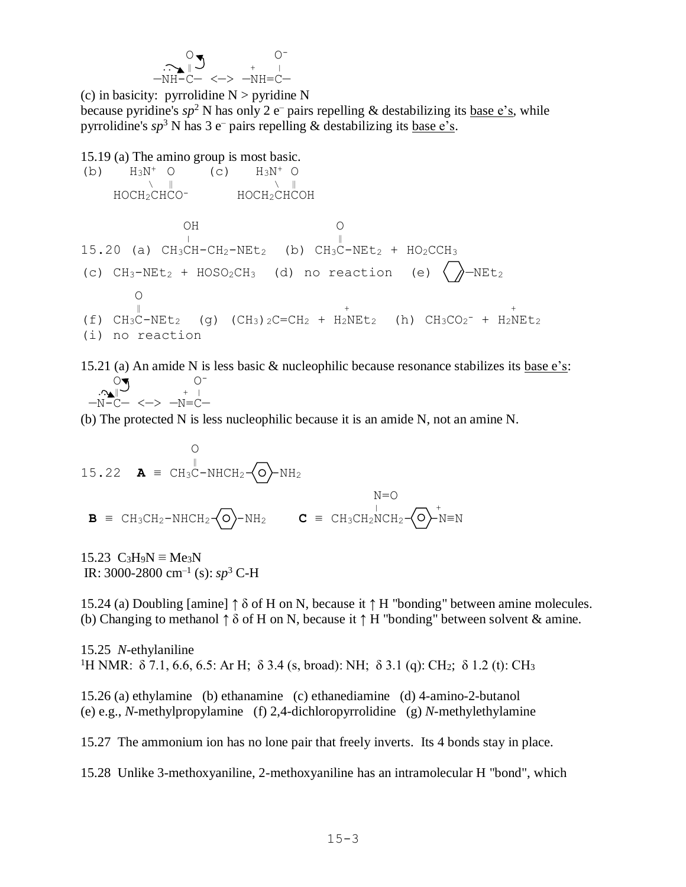```
         O              O⁻
   ..    ‖          +   |
  —NH–C—  <—>  —NH=C—
```

(c) in basicity: pyrrolidine N > pyridine N
because pyridine's $sp^2$ N has only 2 $e^-$ pairs repelling & destabilizing its base e's, while pyrrolidine's $sp^3$ N has 3 $e^-$ pairs repelling & destabilizing its base e's.

15.19 (a) The amino group is most basic.

```
(b)    H3N+  O       (c)    H3N+  O
          \  ‖                  \  ‖
     HOCH2CHCO-            HOCH2CHCOH
```

```
              OH                    O
              |                     ‖
15.20 (a) CH3CH-CH2-NEt2   (b) CH3C-NEt2 + HO2CCH3

(c) CH3-NEt2 + HOSO2CH3   (d) no reaction   (e) (cyclohexenyl)—NEt2

        O
        ‖                                +                         +
(f) CH3C-NEt2   (g) (CH3)2C=CH2 + H2NEt2   (h) CH3CO2- + H2NEt2

(i) no reaction
```

15.21 (a) An amide N is less basic & nucleophilic because resonance stabilizes its base e's:

```
     O          O⁻
  .. ‖       +  |
 —N–C—  <—> —N=C—
```

(b) The protected N is less nucleophilic because it is an amide N, not an amine N.

```
              O
              ‖
15.22   A ≡ CH3C-NHCH2-(C6H4)-NH2

                                                  N=O
                                                  |                +
   B ≡ CH3CH2-NHCH2-(C6H4)-NH2         C ≡ CH3CH2NCH2-(C6H4)-N≡N
```

15.23 $C_3H_9N \equiv Me_3N$
IR: 3000-2800 $cm^{-1}$ (s): $sp^3$ C-H

15.24 (a) Doubling [amine] ↑ δ of H on N, because it ↑ H "bonding" between amine molecules.
(b) Changing to methanol ↑ δ of H on N, because it ↑ H "bonding" between solvent & amine.

15.25 *N*-ethylaniline
$^1$H NMR: δ 7.1, 6.6, 6.5: Ar H; δ 3.4 (s, broad): NH; δ 3.1 (q): $CH_2$; δ 1.2 (t): $CH_3$

15.26 (a) ethylamine (b) ethanamine (c) ethanediamine (d) 4-amino-2-butanol
(e) e.g., *N*-methylpropylamine (f) 2,4-dichloropyrrolidine (g) *N*-methylethylamine

15.27 The ammonium ion has no lone pair that freely inverts. Its 4 bonds stay in place.

15.28 Unlike 3-methoxyaniline, 2-methoxyaniline has an intramolecular H "bond", which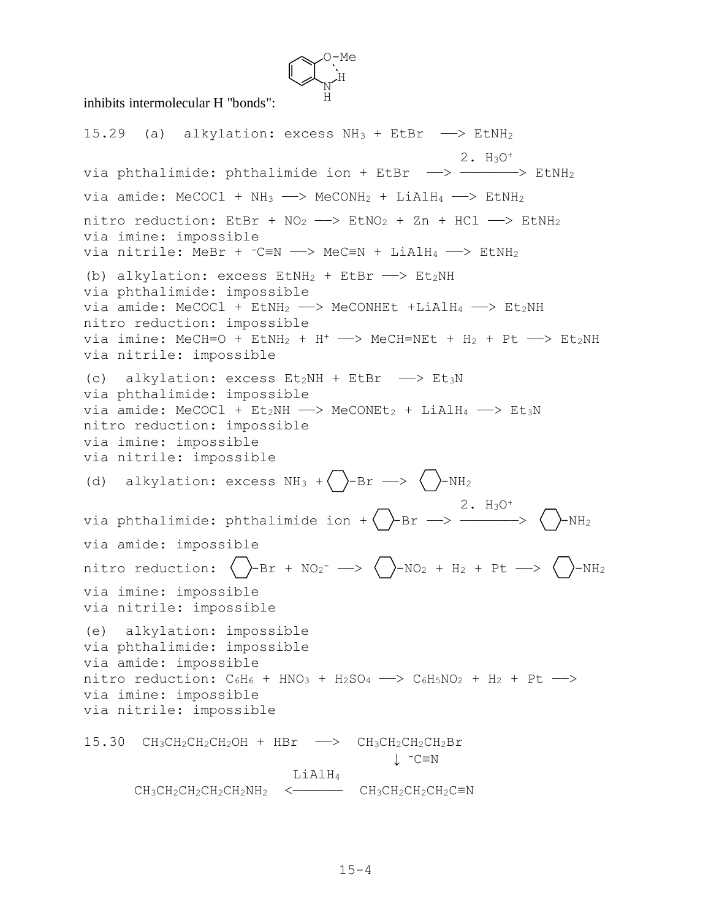inhibits intermolecular H "bonds":

15.29 (a) alkylation: excess $NH_3$ + EtBr ⟶ $EtNH_2$

via phthalimide: phthalimide ion + EtBr ⟶ $\xrightarrow{2.\ H_3O^+}$ $EtNH_2$

via amide: MeCOCl + $NH_3$ ⟶ $MeCONH_2$ + $LiAlH_4$ ⟶ $EtNH_2$

nitro reduction: EtBr + $NO_2$ ⟶ $EtNO_2$ + Zn + HCl ⟶ $EtNH_2$

via imine: impossible

via nitrile: MeBr + $^-C{\equiv}N$ ⟶ $MeC{\equiv}N$ + $LiAlH_4$ ⟶ $EtNH_2$

(b) alkylation: excess $EtNH_2$ + EtBr ⟶ $Et_2NH$

via phthalimide: impossible

via amide: MeCOCl + $EtNH_2$ ⟶ MeCONHEt + $LiAlH_4$ ⟶ $Et_2NH$

nitro reduction: impossible

via imine: MeCH=O + $EtNH_2$ + $H^+$ ⟶ MeCH=NEt + $H_2$ + Pt ⟶ $Et_2NH$

via nitrile: impossible

(c) alkylation: excess $Et_2NH$ + EtBr ⟶ $Et_3N$

via phthalimide: impossible

via amide: MeCOCl + $Et_2NH$ ⟶ $MeCONEt_2$ + $LiAlH_4$ ⟶ $Et_3N$

nitro reduction: impossible

via imine: impossible

via nitrile: impossible

(d) alkylation: excess $NH_3$ + ⬡-Br ⟶ ⬡-$NH_2$

via phthalimide: phthalimide ion + ⬡-Br ⟶ $\xrightarrow{2.\ H_3O^+}$ ⬡-$NH_2$

via amide: impossible

nitro reduction: ⬡-Br + $NO_2^-$ ⟶ ⬡-$NO_2$ + $H_2$ + Pt ⟶ ⬡-$NH_2$

via imine: impossible

via nitrile: impossible

(e) alkylation: impossible

via phthalimide: impossible

via amide: impossible

nitro reduction: $C_6H_6$ + $HNO_3$ + $H_2SO_4$ ⟶ $C_6H_5NO_2$ + $H_2$ + Pt ⟶

via imine: impossible

via nitrile: impossible

15.30 $CH_3CH_2CH_2CH_2OH$ + HBr ⟶ $CH_3CH_2CH_2CH_2Br$

↓ $^-C{\equiv}N$

$CH_3CH_2CH_2CH_2CH_2NH_2$ $\xleftarrow{LiAlH_4}$ $CH_3CH_2CH_2CH_2C{\equiv}N$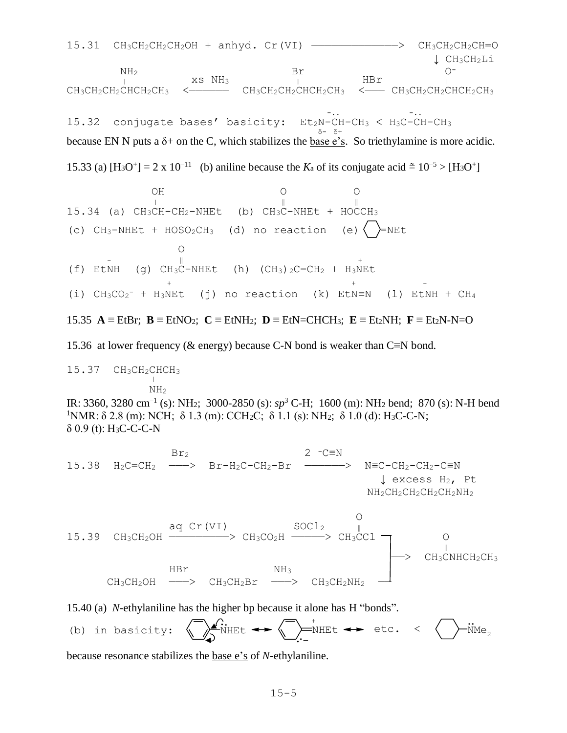15.31 $CH_3CH_2CH_2CH_2OH$ + anhyd. Cr(VI) ——> $CH_3CH_2CH_2CH{=}O$

↓ $CH_3CH_2Li$

$CH_3CH_2CH_2CH(O^-)CH_2CH_3$ —HBr—> $CH_3CH_2CH_2CH(Br)CH_2CH_3$ —xs $NH_3$—> $CH_3CH_2CH_2CH(NH_2)CH_2CH_3$

15.32 conjugate bases' basicity: $Et_2\overset{\delta-}{N}\text{-}\overset{-..}{\underset{\delta+}{C}}H\text{-}CH_3$ < $H_3C\text{-}\overset{-..}{C}H\text{-}CH_3$

because EN N puts a δ+ on the C, which stabilizes the base e's. So triethylamine is more acidic.

15.33 (a) $[H_3O^+] = 2 \times 10^{-11}$ (b) aniline because the $K_a$ of its conjugate acid ≅ $10^{-5}$ > $[H_3O^+]$

15.34 (a) $CH_3CH(OH)\text{-}CH_2\text{-}NHEt$ (b) $CH_3C(=O)\text{-}NHEt$ + $HOC(=O)CH_3$

(c) $CH_3\text{-}NHEt$ + $HOSO_2CH_3$ (d) no reaction (e) cyclohexylidene=NEt

(f) $Et\overset{-}{N}H$ (g) $CH_3C(=O)\text{-}NHEt$ (h) $(CH_3)_2C{=}CH_2$ + $H_3\overset{+}{N}Et$

(i) $CH_3CO_2^-$ + $H_3\overset{+}{N}Et$ (j) no reaction (k) $Et\overset{+}{N}{\equiv}N$ (l) $Et\overset{-}{N}H$ + $CH_4$

15.35 **A** ≡ EtBr; **B** ≡ $EtNO_2$; **C** ≡ $EtNH_2$; **D** ≡ $EtN{=}CHCH_3$; **E** ≡ $Et_2NH$; **F** ≡ $Et_2N\text{-}N{=}O$

15.36 at lower frequency (& energy) because C-N bond is weaker than C≡N bond.

15.37 $CH_3CH_2CH(NH_2)CH_3$

IR: 3360, 3280 $cm^{-1}$ (s): $NH_2$; 3000-2850 (s): $sp^3$ C-H; 1600 (m): $NH_2$ bend; 870 (s): N-H bend
[1]NMR: δ 2.8 (m): NCH; δ 1.3 (m): $CCH_2C$; δ 1.1 (s): $NH_2$; δ 1.0 (d): $H_3C\text{-}C\text{-}N$;
δ 0.9 (t): $H_3C\text{-}C\text{-}C\text{-}N$

15.38 $H_2C{=}CH_2$ —$Br_2$—> $Br\text{-}H_2C\text{-}CH_2\text{-}Br$ —2 $^-C{\equiv}N$—> $N{\equiv}C\text{-}CH_2\text{-}CH_2\text{-}C{\equiv}N$

↓ excess $H_2$, Pt

$NH_2CH_2CH_2CH_2CH_2NH_2$

15.39 $CH_3CH_2OH$ —aq Cr(VI)—> $CH_3CO_2H$ —$SOCl_2$—> $CH_3C(=O)Cl$

$CH_3CH_2OH$ —HBr—> $CH_3CH_2Br$ —$NH_3$—> $CH_3CH_2NH_2$

$CH_3C(=O)Cl$ + $CH_3CH_2NH_2$ ——> $CH_3C(=O)NHCH_2CH_3$

15.40 (a) *N*-ethylaniline has the higher bp because it alone has H "bonds".

(b) in basicity: $C_6H_5\text{-}\ddot{N}HEt$ ↔ (resonance form: ring$=\overset{+}{N}HEt$ with ring carbanion) ↔ etc. < cyclohexyl$\text{-}\ddot{N}Me_2$

because resonance stabilizes the base e's of *N*-ethylaniline.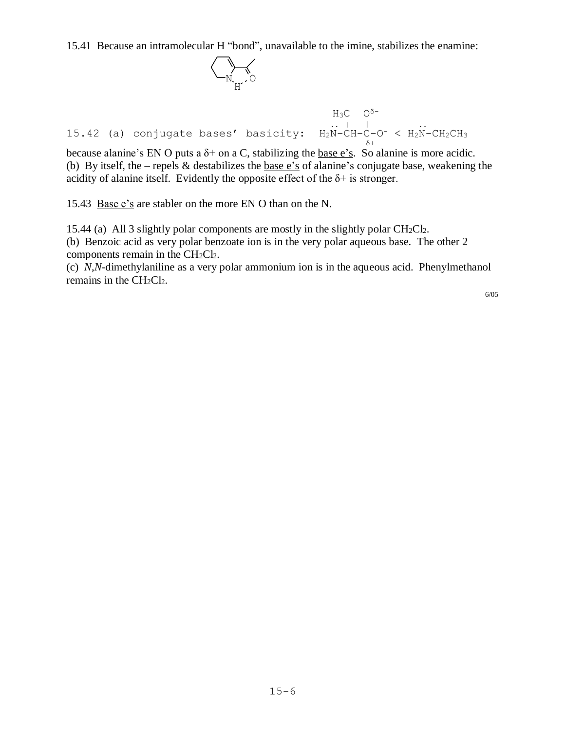15.41 Because an intramolecular H "bond", unavailable to the imine, stabilizes the enamine:

15.42 (a) conjugate bases' basicity: $H_2\ddot{N}-CH(CH_3)-C(=O^{\delta-})-O^- < H_2\ddot{N}-CH_2CH_3$ (with $\delta+$ on the carbonyl C)

because alanine's EN O puts a δ+ on a C, stabilizing the <u>base e's</u>. So alanine is more acidic.

(b) By itself, the – repels & destabilizes the <u>base e's</u> of alanine's conjugate base, weakening the acidity of alanine itself. Evidently the opposite effect of the δ+ is stronger.

15.43 <u>Base e's</u> are stabler on the more EN O than on the N.

15.44 (a) All 3 slightly polar components are mostly in the slightly polar $CH_2Cl_2$.

(b) Benzoic acid as very polar benzoate ion is in the very polar aqueous base. The other 2 components remain in the $CH_2Cl_2$.

(c) *N*,*N*-dimethylaniline as a very polar ammonium ion is in the aqueous acid. Phenylmethanol remains in the $CH_2Cl_2$.

6/05